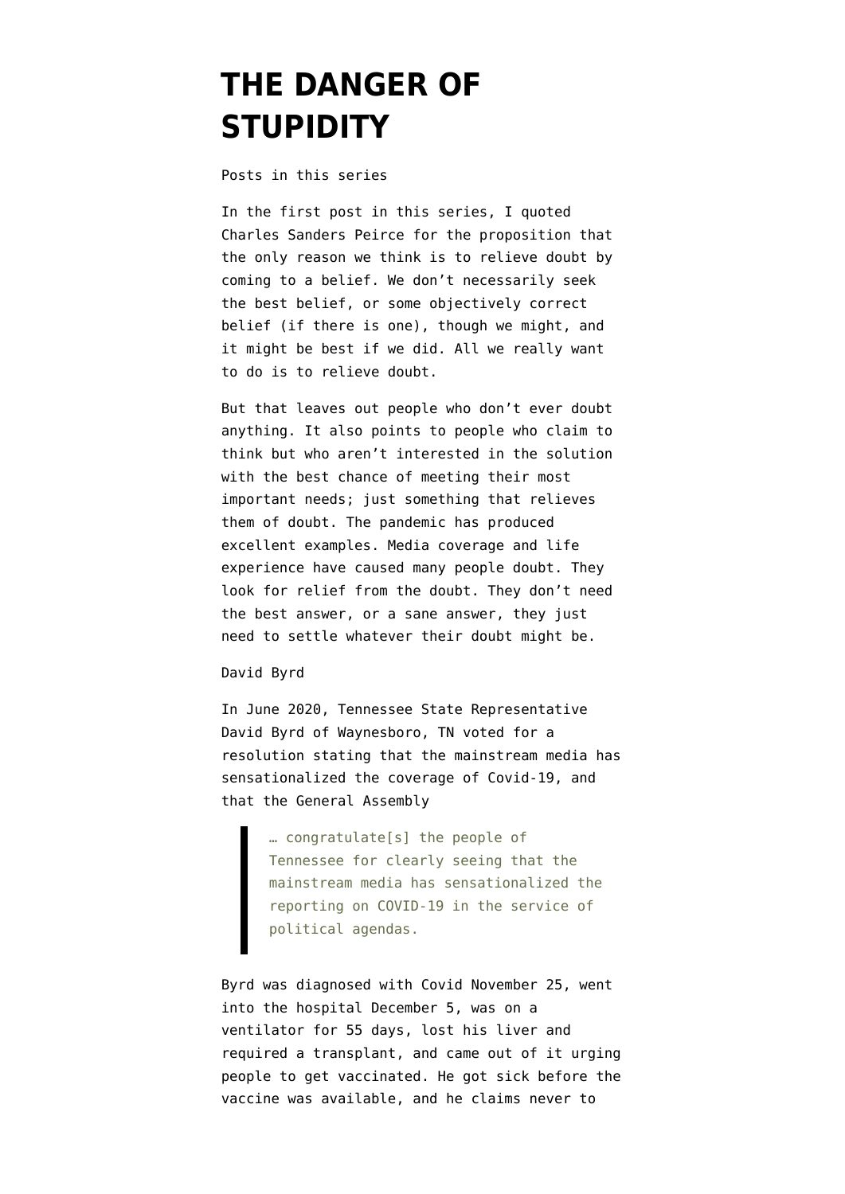# THE DANGER OF STUPIDITY

Posts in this series

In the first post in this series, I quoted Charles Sanders Peirce for the proposition that the only reason we think is to relieve doubt by coming to a belief. We don't necessarily seek the best belief, or some objectively correct belief (if there is one), though we might, and it might be best if we did. All we really want to do is to relieve doubt.

But that leaves out people who don't ever doubt anything. It also points to people who claim to think but who aren't interested in the solution with the best chance of meeting their most important needs; just something that relieves them of doubt. The pandemic has produced excellent examples. Media coverage and life experience have caused many people doubt. They look for relief from the doubt. They don't need the best answer, or a sane answer, they just need to settle whatever their doubt might be.

David Byrd

In June 2020, Tennessee State Representative David Byrd of Waynesboro, TN voted for a resolution stating that the mainstream media has sensationalized the coverage of Covid-19, and that the General Assembly

> … congratulate[s] the people of Tennessee for clearly seeing that the mainstream media has sensationalized the reporting on COVID-19 in the service of political agendas.

Byrd was diagnosed with Covid November 25, went into the hospital December 5, was on a ventilator for 55 days, lost his liver and required a transplant, and came out of it urging people to get vaccinated. He got sick before the vaccine was available, and he claims never to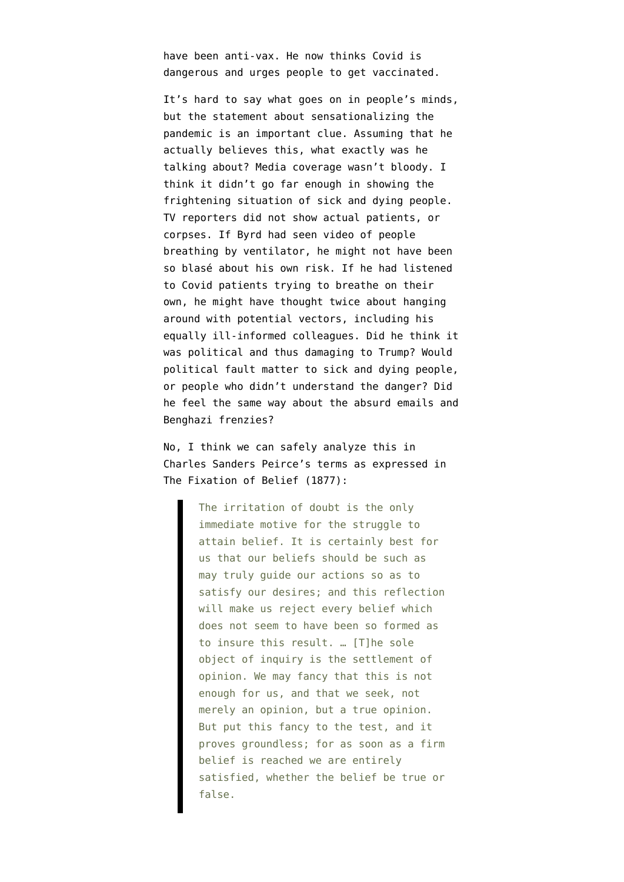have been anti-vax. He now thinks Covid is dangerous and urges people to get vaccinated.

It's hard to say what goes on in people's minds, but the statement about sensationalizing the pandemic is an important clue. Assuming that he actually believes this, what exactly was he talking about? Media coverage wasn't bloody. I think it didn't go far enough in showing the frightening situation of sick and dying people. TV reporters did not show actual patients, or corpses. If Byrd had seen video of people breathing by ventilator, he might not have been so blasé about his own risk. If he had listened to Covid patients trying to breathe on their own, he might have thought twice about hanging around with potential vectors, including his equally ill-informed colleagues. Did he think it was political and thus damaging to Trump? Would political fault matter to sick and dying people, or people who didn't understand the danger? Did he feel the same way about the absurd emails and Benghazi frenzies?

No, I think we can safely analyze this in Charles Sanders Peirce's terms as expressed in The Fixation of Belief (1877):

> The irritation of doubt is the only immediate motive for the struggle to attain belief. It is certainly best for us that our beliefs should be such as may truly guide our actions so as to satisfy our desires; and this reflection will make us reject every belief which does not seem to have been so formed as to insure this result. … [T]he sole object of inquiry is the settlement of opinion. We may fancy that this is not enough for us, and that we seek, not merely an opinion, but a true opinion. But put this fancy to the test, and it proves groundless; for as soon as a firm belief is reached we are entirely satisfied, whether the belief be true or false.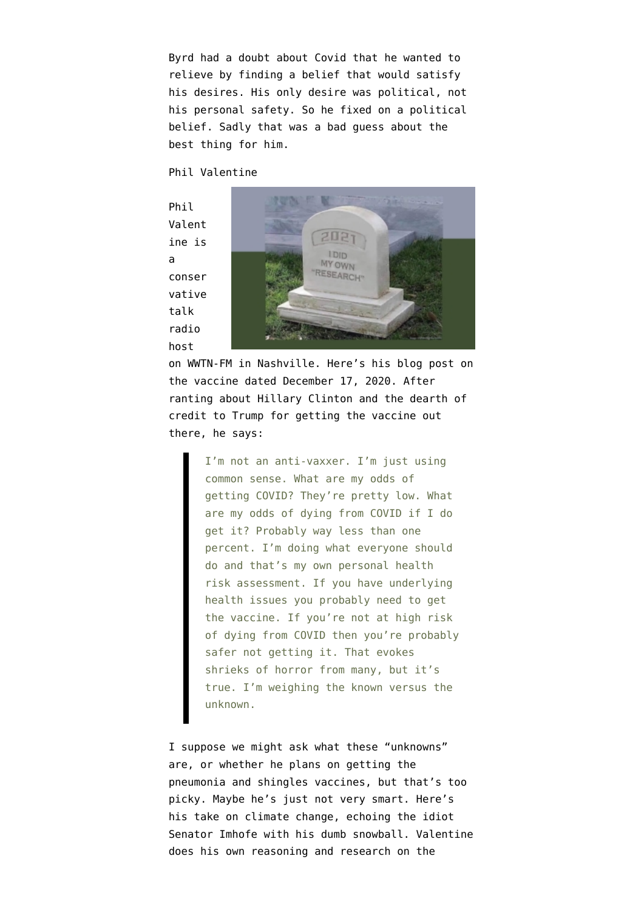Byrd had a doubt about Covid that he wanted to relieve by finding a belief that would satisfy his desires. His only desire was political, not his personal safety. So he fixed on a political belief. Sadly that was a bad guess about the best thing for him.

Phil Valentine

Phil Valentine is a conservative talk radio host on WWTN-FM in Nashville. Here's his blog post on the vaccine dated December 17, 2020. After ranting about Hillary Clinton and the dearth of credit to Trump for getting the vaccine out there, he says:

> I'm not an anti-vaxxer. I'm just using common sense. What are my odds of getting COVID? They're pretty low. What are my odds of dying from COVID if I do get it? Probably way less than one percent. I'm doing what everyone should do and that's my own personal health risk assessment. If you have underlying health issues you probably need to get the vaccine. If you're not at high risk of dying from COVID then you're probably safer not getting it. That evokes shrieks of horror from many, but it's true. I'm weighing the known versus the unknown.

I suppose we might ask what these "unknowns" are, or whether he plans on getting the pneumonia and shingles vaccines, but that's too picky. Maybe he's just not very smart. Here's his take on climate change, echoing the idiot Senator Imhofe with his dumb snowball. Valentine does his own reasoning and research on the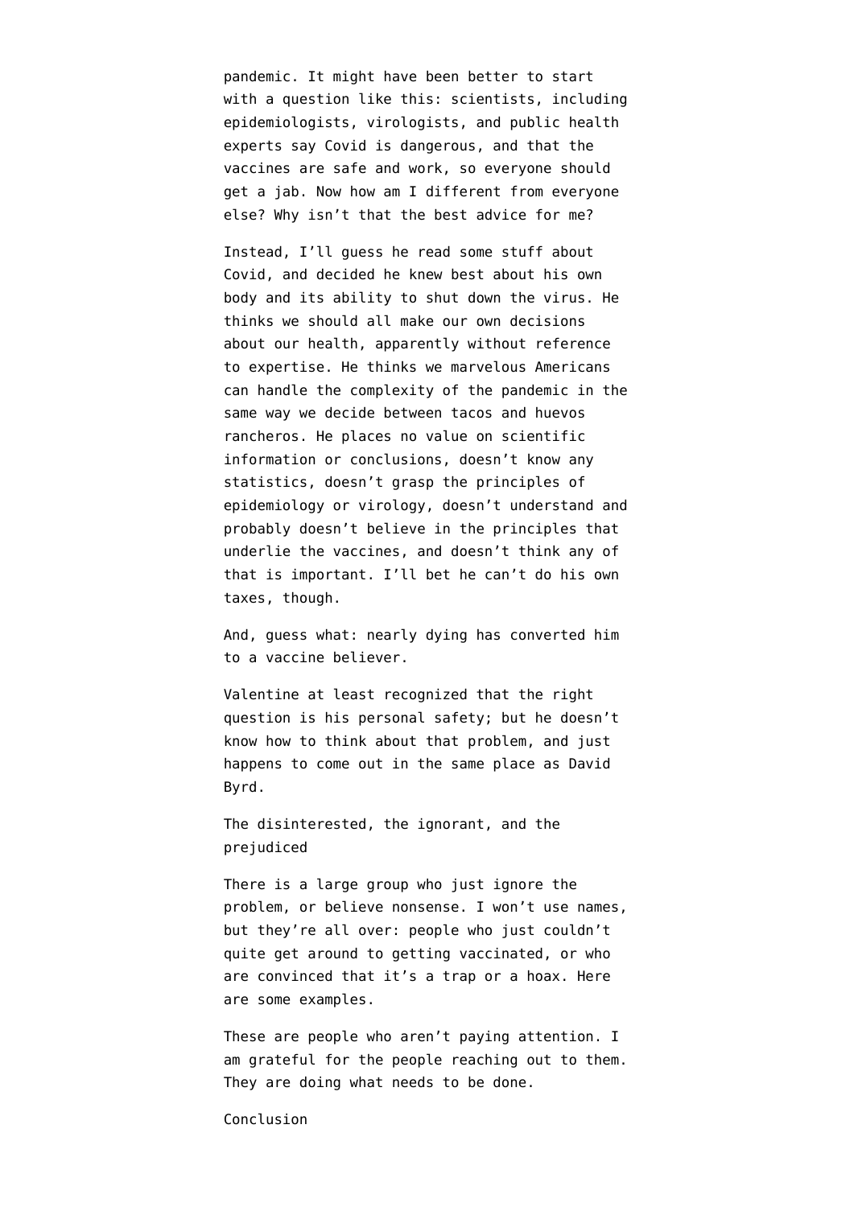pandemic. It might have been better to start with a question like this: scientists, including epidemiologists, virologists, and public health experts say Covid is dangerous, and that the vaccines are safe and work, so everyone should get a jab. Now how am I different from everyone else? Why isn't that the best advice for me?

Instead, I'll guess he read some stuff about Covid, and decided he knew best about his own body and its ability to shut down the virus. He thinks we should all make our own decisions about our health, apparently without reference to expertise. He thinks we marvelous Americans can handle the complexity of the pandemic in the same way we decide between tacos and huevos rancheros. He places no value on scientific information or conclusions, doesn't know any statistics, doesn't grasp the principles of epidemiology or virology, doesn't understand and probably doesn't believe in the principles that underlie the vaccines, and doesn't think any of that is important. I'll bet he can't do his own taxes, though.

And, guess what: nearly dying has converted him to a vaccine believer.

Valentine at least recognized that the right question is his personal safety; but he doesn't know how to think about that problem, and just happens to come out in the same place as David Byrd.

## The disinterested, the ignorant, and the prejudiced

There is a large group who just ignore the problem, or believe nonsense. I won't use names, but they're all over: people who just couldn't quite get around to getting vaccinated, or who are convinced that it's a trap or a hoax. Here are some examples.

These are people who aren't paying attention. I am grateful for the people reaching out to them. They are doing what needs to be done.

## Conclusion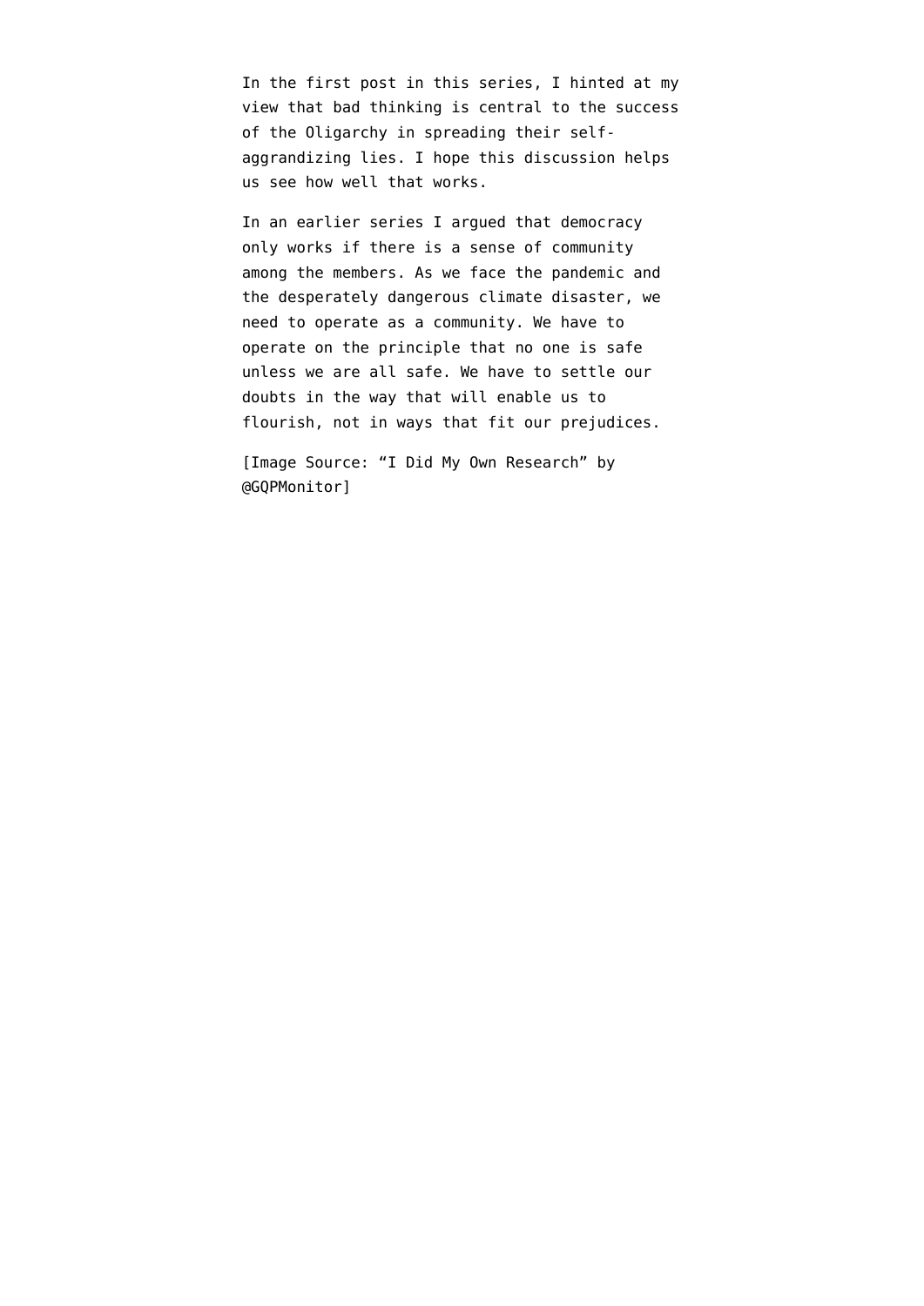In the first post in this series, I hinted at my view that bad thinking is central to the success of the Oligarchy in spreading their self-aggrandizing lies. I hope this discussion helps us see how well that works.

In an earlier series I argued that democracy only works if there is a sense of community among the members. As we face the pandemic and the desperately dangerous climate disaster, we need to operate as a community. We have to operate on the principle that no one is safe unless we are all safe. We have to settle our doubts in the way that will enable us to flourish, not in ways that fit our prejudices.

[Image Source: “I Did My Own Research” by @GQPMonitor]